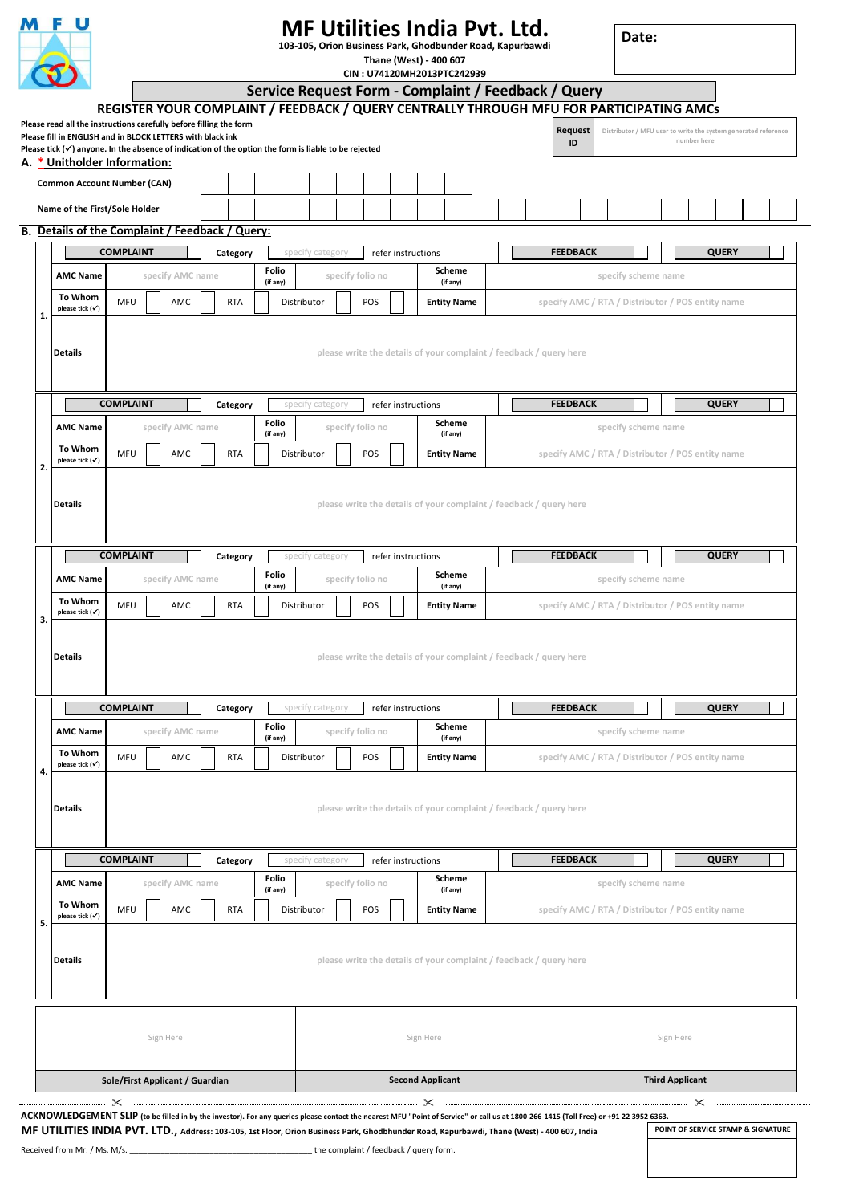# MF Utilities India Pvt. Ltd.

103-105, Orion Business Park, Ghodbunder Road, Kapurbawdi
Thane (West) - 400 607
CIN : U74120MH2013PTC242939

**Date:**

## Service Request Form - Complaint / Feedback / Query

### REGISTER YOUR COMPLAINT / FEEDBACK / QUERY CENTRALLY THROUGH MFU FOR PARTICIPATING AMCs

Please read all the instructions carefully before filling the form
Please fill in ENGLISH and in BLOCK LETTERS with black ink
Please tick (✓) anyone. In the absence of indication of the option the form is liable to be rejected

| Request ID | Distributor / MFU user to write the system generated reference number here |
|---|---|

**A. * Unitholder Information:**

| Common Account Number (CAN) | |
|---|---|
| Name of the First/Sole Holder | |

**B. Details of the Complaint / Feedback / Query:**

| | | | | | | | | |
|---|---|---|---|---|---|---|---|---|
| 1. | COMPLAINT | Category | specify category | refer instructions | FEEDBACK | | QUERY | |
| | AMC Name | specify AMC name | Folio (if any) | specify folio no | Scheme (if any) | specify scheme name | | |
| | To Whom please tick (✓) | MFU / AMC / RTA | Distributor / POS | | Entity Name | specify AMC / RTA / Distributor / POS entity name | | |
| | Details | please write the details of your complaint / feedback / query here | | | | | | |
| 2. | COMPLAINT | Category | specify category | refer instructions | FEEDBACK | | QUERY | |
| | AMC Name | specify AMC name | Folio (if any) | specify folio no | Scheme (if any) | specify scheme name | | |
| | To Whom please tick (✓) | MFU / AMC / RTA | Distributor / POS | | Entity Name | specify AMC / RTA / Distributor / POS entity name | | |
| | Details | please write the details of your complaint / feedback / query here | | | | | | |
| 3. | COMPLAINT | Category | specify category | refer instructions | FEEDBACK | | QUERY | |
| | AMC Name | specify AMC name | Folio (if any) | specify folio no | Scheme (if any) | specify scheme name | | |
| | To Whom please tick (✓) | MFU / AMC / RTA | Distributor / POS | | Entity Name | specify AMC / RTA / Distributor / POS entity name | | |
| | Details | please write the details of your complaint / feedback / query here | | | | | | |
| 4. | COMPLAINT | Category | specify category | refer instructions | FEEDBACK | | QUERY | |
| | AMC Name | specify AMC name | Folio (if any) | specify folio no | Scheme (if any) | specify scheme name | | |
| | To Whom please tick (✓) | MFU / AMC / RTA | Distributor / POS | | Entity Name | specify AMC / RTA / Distributor / POS entity name | | |
| | Details | please write the details of your complaint / feedback / query here | | | | | | |
| 5. | COMPLAINT | Category | specify category | refer instructions | FEEDBACK | | QUERY | |
| | AMC Name | specify AMC name | Folio (if any) | specify folio no | Scheme (if any) | specify scheme name | | |
| | To Whom please tick (✓) | MFU / AMC / RTA | Distributor / POS | | Entity Name | specify AMC / RTA / Distributor / POS entity name | | |
| | Details | please write the details of your complaint / feedback / query here | | | | | | |

| Sign Here | Sign Here | Sign Here |
|---|---|---|
| Sole/First Applicant / Guardian | Second Applicant | Third Applicant |

---

**ACKNOWLEDGEMENT SLIP** (to be filled in by the investor). For any queries please contact the nearest MFU "Point of Service" or call us at 1800-266-1415 (Toll Free) or +91 22 3952 6363.

**MF UTILITIES INDIA PVT. LTD.,** Address: 103-105, 1st Floor, Orion Business Park, Ghodbunder Road, Kapurbawdi, Thane (West) - 400 607, India

Received from Mr. / Ms. M/s. ____________________________________ the complaint / feedback / query form.

| POINT OF SERVICE STAMP & SIGNATURE |
|---|
| |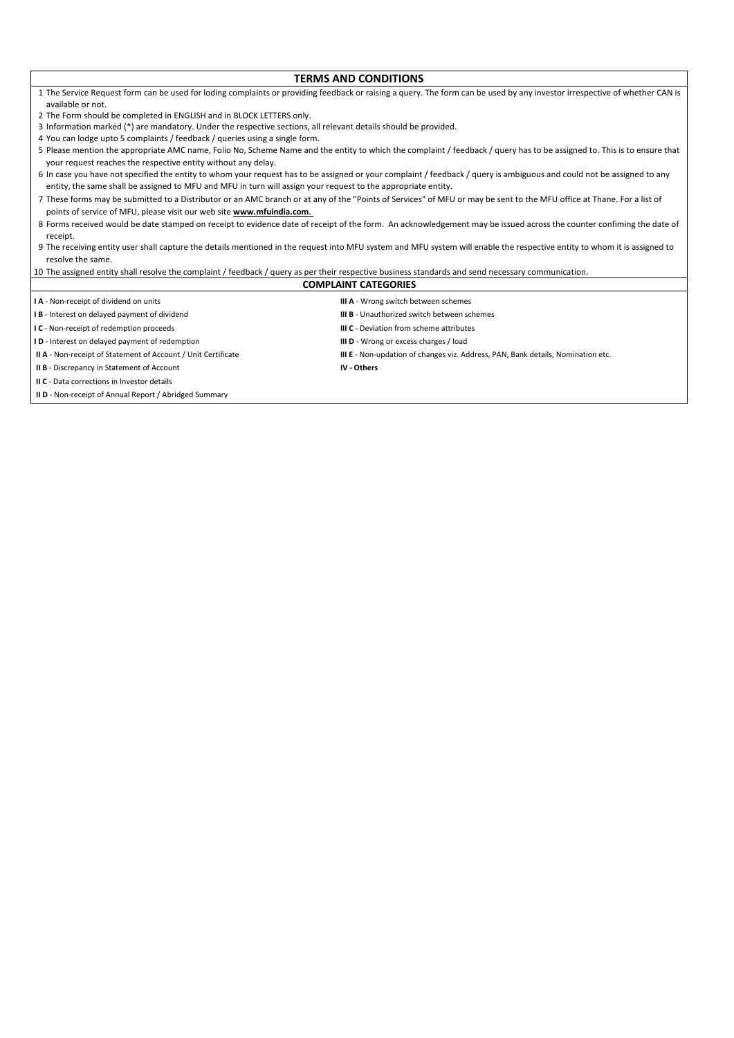## TERMS AND CONDITIONS

1. The Service Request form can be used for loding complaints or providing feedback or raising a query. The form can be used by any investor irrespective of whether CAN is available or not.
2. The Form should be completed in ENGLISH and in BLOCK LETTERS only.
3. Information marked (*) are mandatory. Under the respective sections, all relevant details should be provided.
4. You can lodge upto 5 complaints / feedback / queries using a single form.
5. Please mention the appropriate AMC name, Folio No, Scheme Name and the entity to which the complaint / feedback / query has to be assigned to. This is to ensure that your request reaches the respective entity without any delay.
6. In case you have not specified the entity to whom your request has to be assigned or your complaint / feedback / query is ambiguous and could not be assigned to any entity, the same shall be assigned to MFU and MFU in turn will assign your request to the appropriate entity.
7. These forms may be submitted to a Distributor or an AMC branch or at any of the "Points of Services" of MFU or may be sent to the MFU office at Thane. For a list of points of service of MFU, please visit our web site **www.mfuindia.com**.
8. Forms received would be date stamped on receipt to evidence date of receipt of the form. An acknowledgement may be issued across the counter confiming the date of receipt.
9. The receiving entity user shall capture the details mentioned in the request into MFU system and MFU system will enable the respective entity to whom it is assigned to resolve the same.
10. The assigned entity shall resolve the complaint / feedback / query as per their respective business standards and send necessary communication.

## COMPLAINT CATEGORIES

**I A** - Non-receipt of dividend on units

**I B** - Interest on delayed payment of dividend

**I C** - Non-receipt of redemption proceeds

**I D** - Interest on delayed payment of redemption

**II A** - Non-receipt of Statement of Account / Unit Certificate

**II B** - Discrepancy in Statement of Account

**II C** - Data corrections in Investor details

**II D** - Non-receipt of Annual Report / Abridged Summary

**III A** - Wrong switch between schemes

**III B** - Unauthorized switch between schemes

**III C** - Deviation from scheme attributes

**III D** - Wrong or excess charges / load

**III E** - Non-updation of changes viz. Address, PAN, Bank details, Nomination etc.

**IV - Others**